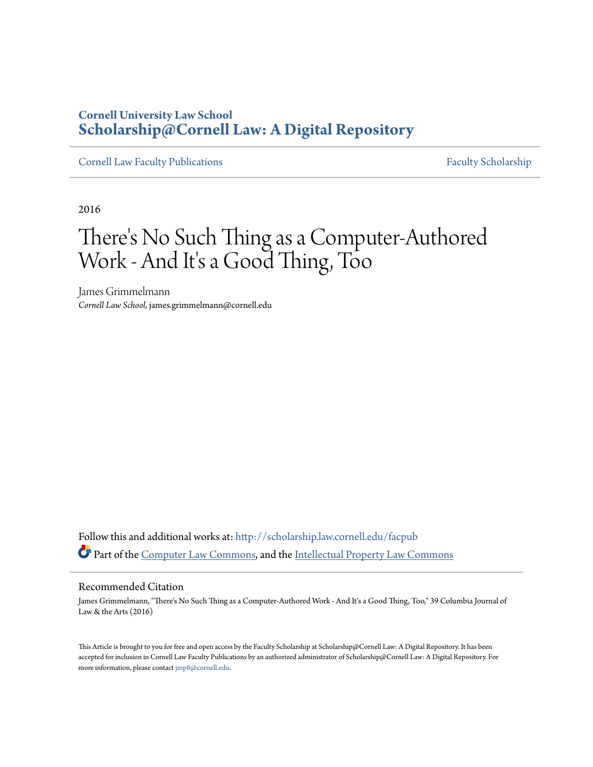**Cornell University Law School**
**Scholarship@Cornell Law: A Digital Repository**

Cornell Law Faculty Publications | Faculty Scholarship

2016

# There's No Such Thing as a Computer-Authored Work - And It's a Good Thing, Too

James Grimmelmann
*Cornell Law School*, james.grimmelmann@cornell.edu

Follow this and additional works at: http://scholarship.law.cornell.edu/facpub

Part of the Computer Law Commons, and the Intellectual Property Law Commons

## Recommended Citation

James Grimmelmann, "There's No Such Thing as a Computer-Authored Work - And It's a Good Thing, Too," 39 Columbia Journal of Law & the Arts (2016)

This Article is brought to you for free and open access by the Faculty Scholarship at Scholarship@Cornell Law: A Digital Repository. It has been accepted for inclusion in Cornell Law Faculty Publications by an authorized administrator of Scholarship@Cornell Law: A Digital Repository. For more information, please contact jmp8@cornell.edu.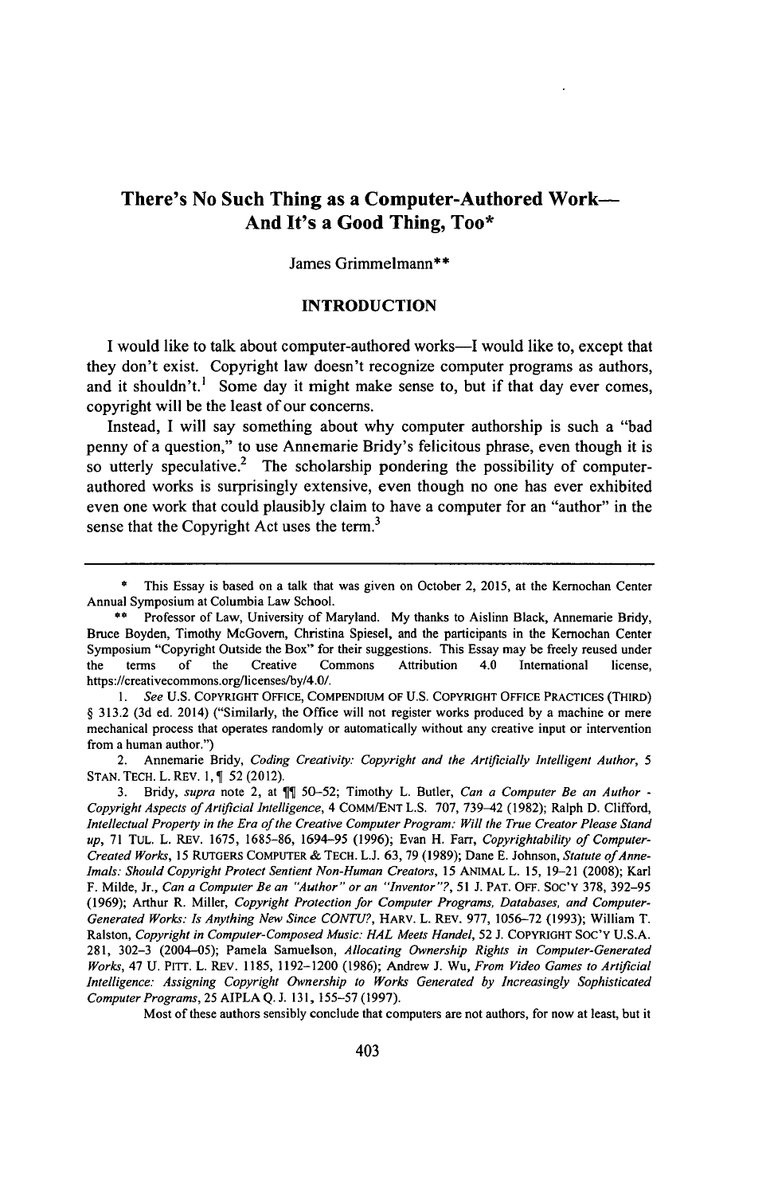# There's No Such Thing as a Computer-Authored Work—And It's a Good Thing, Too*

James Grimmelmann**

## INTRODUCTION

I would like to talk about computer-authored works—I would like to, except that they don't exist. Copyright law doesn't recognize computer programs as authors, and it shouldn't.[1] Some day it might make sense to, but if that day ever comes, copyright will be the least of our concerns.

Instead, I will say something about why computer authorship is such a "bad penny of a question," to use Annemarie Bridy's felicitous phrase, even though it is so utterly speculative.[2] The scholarship pondering the possibility of computer-authored works is surprisingly extensive, even though no one has ever exhibited even one work that could plausibly claim to have a computer for an "author" in the sense that the Copyright Act uses the term.[3]

---

\* This Essay is based on a talk that was given on October 2, 2015, at the Kernochan Center Annual Symposium at Columbia Law School.

\*\* Professor of Law, University of Maryland. My thanks to Aislinn Black, Annemarie Bridy, Bruce Boyden, Timothy McGovern, Christina Spiesel, and the participants in the Kernochan Center Symposium "Copyright Outside the Box" for their suggestions. This Essay may be freely reused under the terms of the Creative Commons Attribution 4.0 International license, https://creativecommons.org/licenses/by/4.0/.

1. *See* U.S. COPYRIGHT OFFICE, COMPENDIUM OF U.S. COPYRIGHT OFFICE PRACTICES (THIRD) § 313.2 (3d ed. 2014) ("Similarly, the Office will not register works produced by a machine or mere mechanical process that operates randomly or automatically without any creative input or intervention from a human author.")

2. Annemarie Bridy, *Coding Creativity: Copyright and the Artificially Intelligent Author*, 5 STAN. TECH. L. REV. 1, ¶ 52 (2012).

3. Bridy, *supra* note 2, at ¶¶ 50–52; Timothy L. Butler, *Can a Computer Be an Author - Copyright Aspects of Artificial Intelligence*, 4 COMM/ENT L.S. 707, 739–42 (1982); Ralph D. Clifford, *Intellectual Property in the Era of the Creative Computer Program: Will the True Creator Please Stand up*, 71 TUL. L. REV. 1675, 1685–86, 1694–95 (1996); Evan H. Farr, *Copyrightability of Computer-Created Works*, 15 RUTGERS COMPUTER & TECH. L.J. 63, 79 (1989); Dane E. Johnson, *Statute of Anne-Imals: Should Copyright Protect Sentient Non-Human Creators*, 15 ANIMAL L. 15, 19–21 (2008); Karl F. Milde, Jr., *Can a Computer Be an "Author" or an "Inventor"?*, 51 J. PAT. OFF. SOC'Y 378, 392–95 (1969); Arthur R. Miller, *Copyright Protection for Computer Programs, Databases, and Computer-Generated Works: Is Anything New Since CONTU?*, HARV. L. REV. 977, 1056–72 (1993); William T. Ralston, *Copyright in Computer-Composed Music: HAL Meets Handel*, 52 J. COPYRIGHT SOC'Y U.S.A. 281, 302–3 (2004–05); Pamela Samuelson, *Allocating Ownership Rights in Computer-Generated Works*, 47 U. PITT. L. REV. 1185, 1192–1200 (1986); Andrew J. Wu, *From Video Games to Artificial Intelligence: Assigning Copyright Ownership to Works Generated by Increasingly Sophisticated Computer Programs*, 25 AIPLA Q. J. 131, 155–57 (1997).

Most of these authors sensibly conclude that computers are not authors, for now at least, but it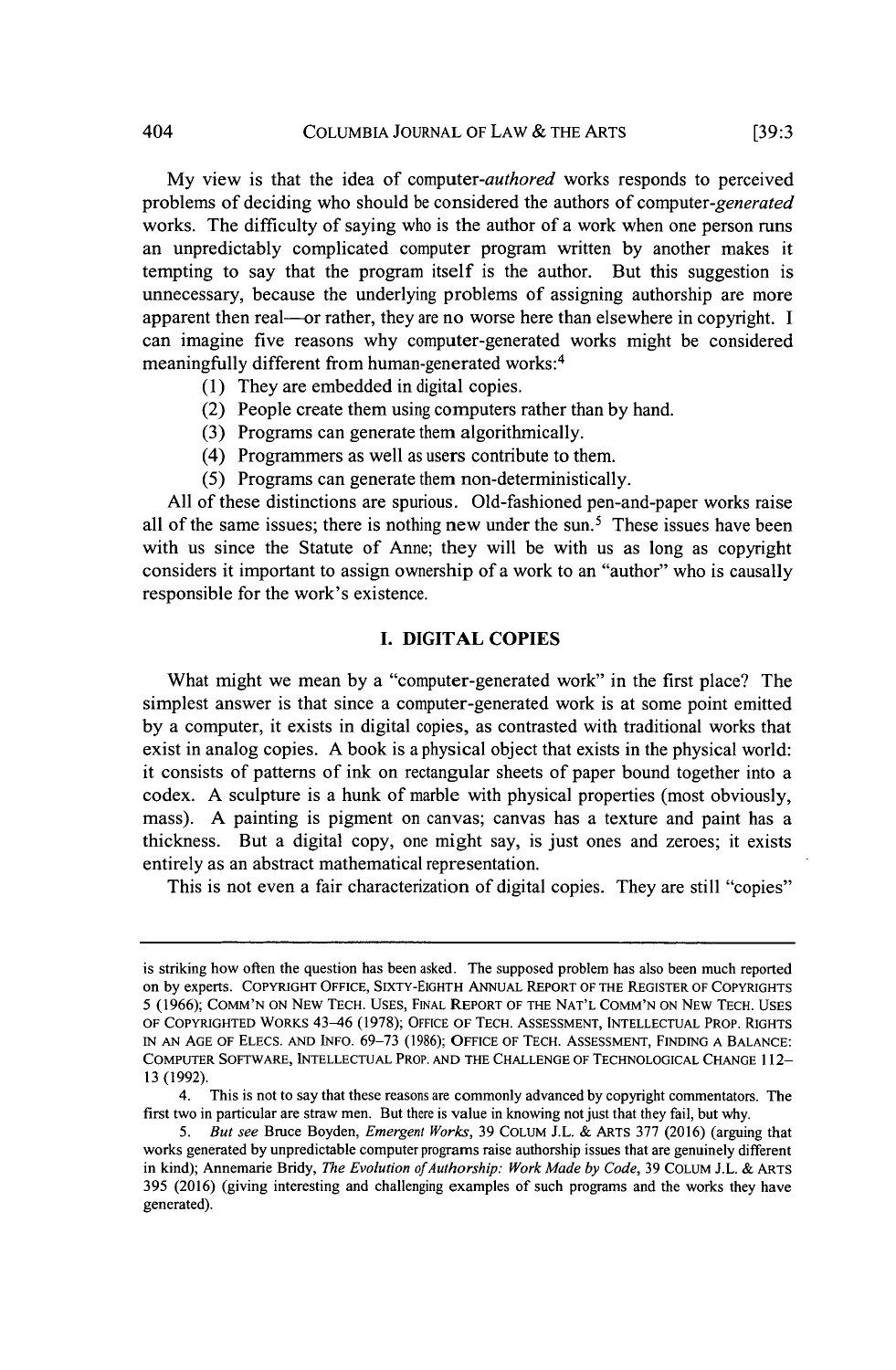My view is that the idea of computer-*authored* works responds to perceived problems of deciding who should be considered the authors of computer-*generated* works. The difficulty of saying who is the author of a work when one person runs an unpredictably complicated computer program written by another makes it tempting to say that the program itself is the author. But this suggestion is unnecessary, because the underlying problems of assigning authorship are more apparent then real—or rather, they are no worse here than elsewhere in copyright. I can imagine five reasons why computer-generated works might be considered meaningfully different from human-generated works:[4]

(1) They are embedded in digital copies.
(2) People create them using computers rather than by hand.
(3) Programs can generate them algorithmically.
(4) Programmers as well as users contribute to them.
(5) Programs can generate them non-deterministically.

All of these distinctions are spurious. Old-fashioned pen-and-paper works raise all of the same issues; there is nothing new under the sun.[5] These issues have been with us since the Statute of Anne; they will be with us as long as copyright considers it important to assign ownership of a work to an "author" who is causally responsible for the work's existence.

## I. DIGITAL COPIES

What might we mean by a "computer-generated work" in the first place? The simplest answer is that since a computer-generated work is at some point emitted by a computer, it exists in digital copies, as contrasted with traditional works that exist in analog copies. A book is a physical object that exists in the physical world: it consists of patterns of ink on rectangular sheets of paper bound together into a codex. A sculpture is a hunk of marble with physical properties (most obviously, mass). A painting is pigment on canvas; canvas has a texture and paint has a thickness. But a digital copy, one might say, is just ones and zeroes; it exists entirely as an abstract mathematical representation.

This is not even a fair characterization of digital copies. They are still "copies"

---

is striking how often the question has been asked. The supposed problem has also been much reported on by experts. COPYRIGHT OFFICE, SIXTY-EIGHTH ANNUAL REPORT OF THE REGISTER OF COPYRIGHTS 5 (1966); COMM'N ON NEW TECH. USES, FINAL REPORT OF THE NAT'L COMM'N ON NEW TECH. USES OF COPYRIGHTED WORKS 43–46 (1978); OFFICE OF TECH. ASSESSMENT, INTELLECTUAL PROP. RIGHTS IN AN AGE OF ELECS. AND INFO. 69–73 (1986); OFFICE OF TECH. ASSESSMENT, FINDING A BALANCE: COMPUTER SOFTWARE, INTELLECTUAL PROP. AND THE CHALLENGE OF TECHNOLOGICAL CHANGE 112–13 (1992).

4. This is not to say that these reasons are commonly advanced by copyright commentators. The first two in particular are straw men. But there is value in knowing not just that they fail, but why.

5. *But see* Bruce Boyden, *Emergent Works*, 39 COLUM J.L. & ARTS 377 (2016) (arguing that works generated by unpredictable computer programs raise authorship issues that are genuinely different in kind); Annemarie Bridy, *The Evolution of Authorship: Work Made by Code*, 39 COLUM J.L. & ARTS 395 (2016) (giving interesting and challenging examples of such programs and the works they have generated).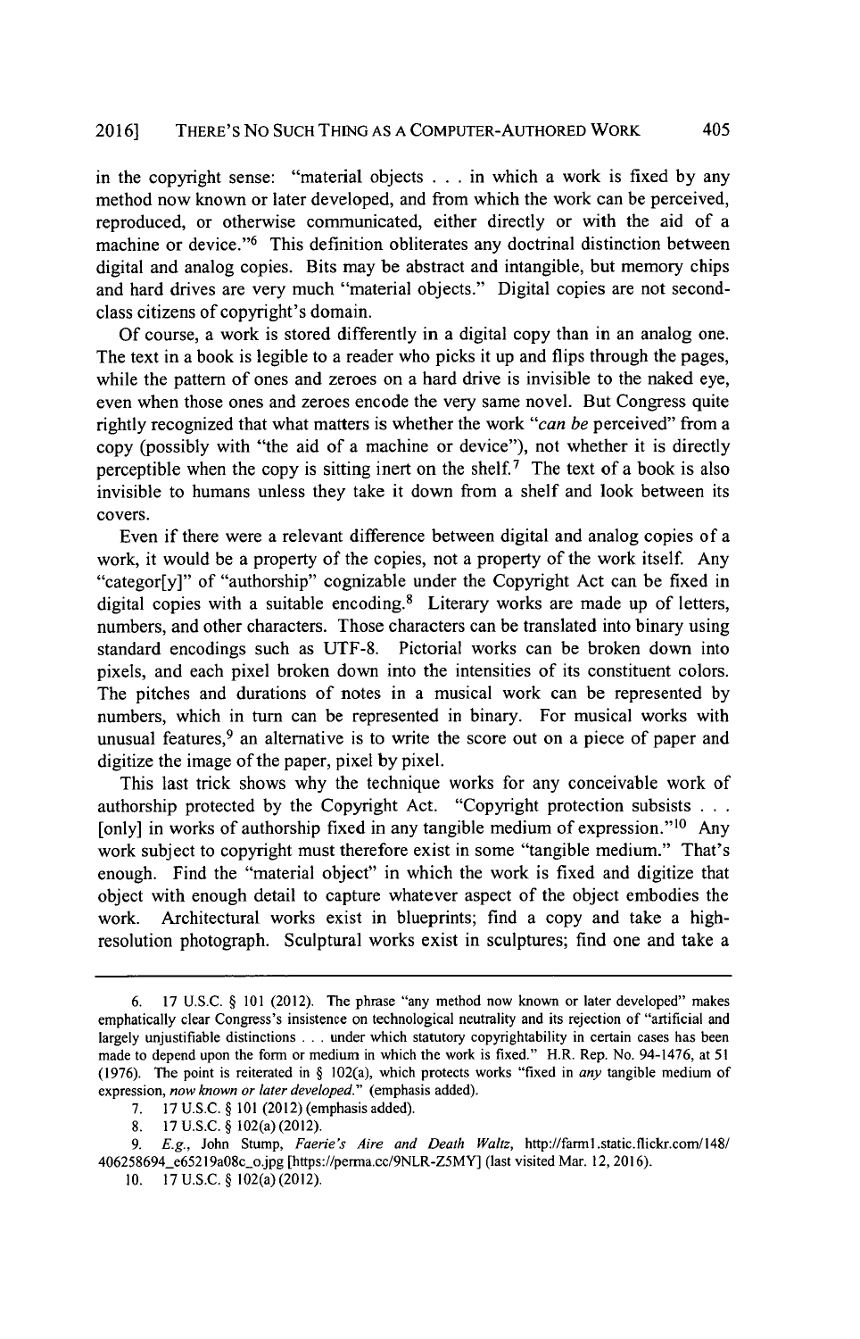in the copyright sense: "material objects . . . in which a work is fixed by any method now known or later developed, and from which the work can be perceived, reproduced, or otherwise communicated, either directly or with the aid of a machine or device."[6] This definition obliterates any doctrinal distinction between digital and analog copies. Bits may be abstract and intangible, but memory chips and hard drives are very much "material objects." Digital copies are not second-class citizens of copyright's domain.

Of course, a work is stored differently in a digital copy than in an analog one. The text in a book is legible to a reader who picks it up and flips through the pages, while the pattern of ones and zeroes on a hard drive is invisible to the naked eye, even when those ones and zeroes encode the very same novel. But Congress quite rightly recognized that what matters is whether the work "*can be* perceived" from a copy (possibly with "the aid of a machine or device"), not whether it is directly perceptible when the copy is sitting inert on the shelf.[7] The text of a book is also invisible to humans unless they take it down from a shelf and look between its covers.

Even if there were a relevant difference between digital and analog copies of a work, it would be a property of the copies, not a property of the work itself. Any "categor[y]" of "authorship" cognizable under the Copyright Act can be fixed in digital copies with a suitable encoding.[8] Literary works are made up of letters, numbers, and other characters. Those characters can be translated into binary using standard encodings such as UTF-8. Pictorial works can be broken down into pixels, and each pixel broken down into the intensities of its constituent colors. The pitches and durations of notes in a musical work can be represented by numbers, which in turn can be represented in binary. For musical works with unusual features,[9] an alternative is to write the score out on a piece of paper and digitize the image of the paper, pixel by pixel.

This last trick shows why the technique works for any conceivable work of authorship protected by the Copyright Act. "Copyright protection subsists . . . [only] in works of authorship fixed in any tangible medium of expression."[10] Any work subject to copyright must therefore exist in some "tangible medium." That's enough. Find the "material object" in which the work is fixed and digitize that object with enough detail to capture whatever aspect of the object embodies the work. Architectural works exist in blueprints; find a copy and take a high-resolution photograph. Sculptural works exist in sculptures; find one and take a

---

6. 17 U.S.C. § 101 (2012). The phrase "any method now known or later developed" makes emphatically clear Congress's insistence on technological neutrality and its rejection of "artificial and largely unjustifiable distinctions . . . under which statutory copyrightability in certain cases has been made to depend upon the form or medium in which the work is fixed." H.R. Rep. No. 94-1476, at 51 (1976). The point is reiterated in § 102(a), which protects works "fixed in *any* tangible medium of expression, *now known or later developed*." (emphasis added).

7. 17 U.S.C. § 101 (2012) (emphasis added).

8. 17 U.S.C. § 102(a) (2012).

9. *E.g.*, John Stump, *Faerie's Aire and Death Waltz*, http://farm1.static.flickr.com/148/406258694_e65219a08c_o.jpg [https://perma.cc/9NLR-Z5MY] (last visited Mar. 12, 2016).

10. 17 U.S.C. § 102(a) (2012).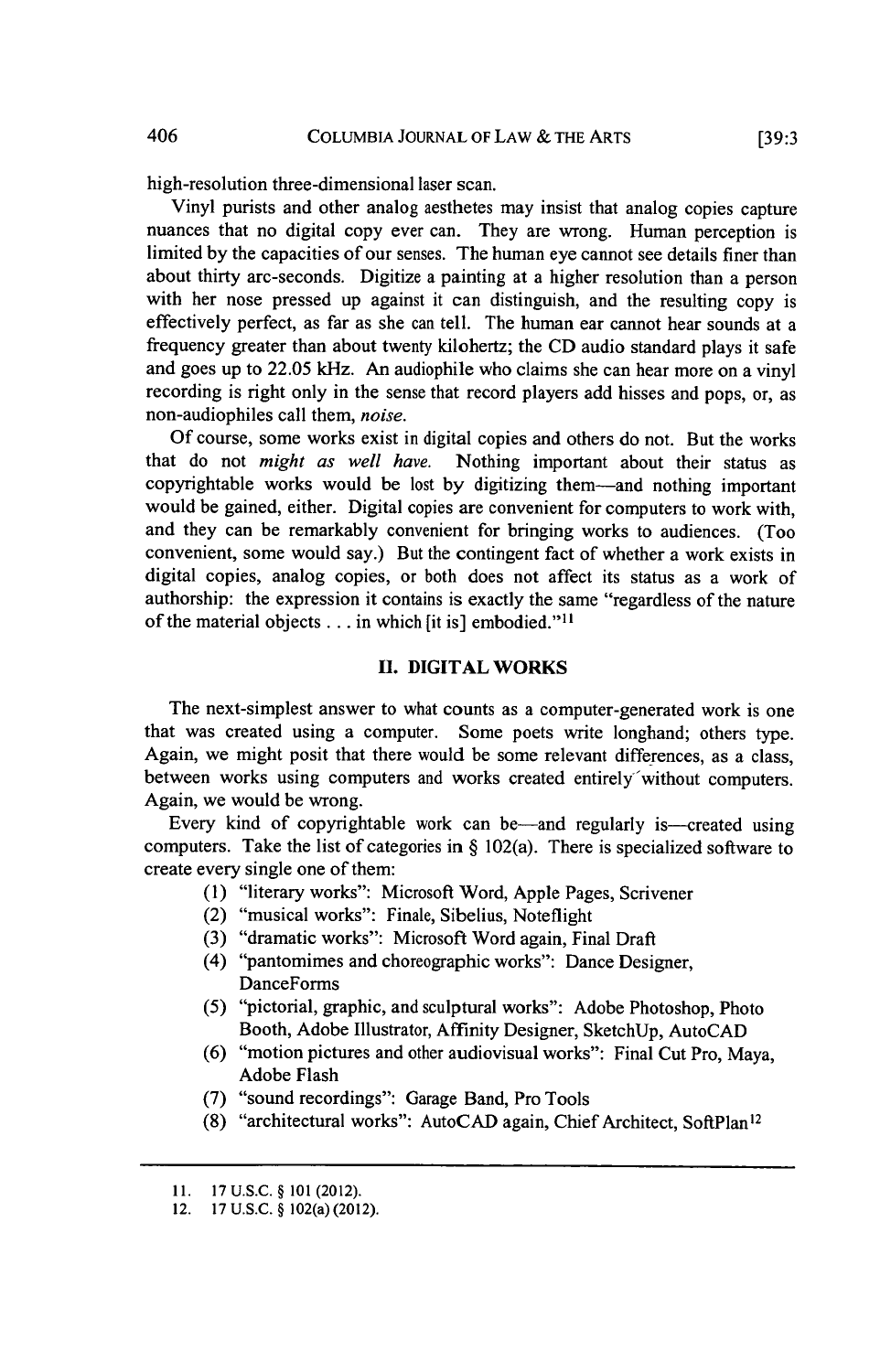high-resolution three-dimensional laser scan.

Vinyl purists and other analog aesthetes may insist that analog copies capture nuances that no digital copy ever can. They are wrong. Human perception is limited by the capacities of our senses. The human eye cannot see details finer than about thirty arc-seconds. Digitize a painting at a higher resolution than a person with her nose pressed up against it can distinguish, and the resulting copy is effectively perfect, as far as she can tell. The human ear cannot hear sounds at a frequency greater than about twenty kilohertz; the CD audio standard plays it safe and goes up to 22.05 kHz. An audiophile who claims she can hear more on a vinyl recording is right only in the sense that record players add hisses and pops, or, as non-audiophiles call them, *noise*.

Of course, some works exist in digital copies and others do not. But the works that do not *might as well have.* Nothing important about their status as copyrightable works would be lost by digitizing them—and nothing important would be gained, either. Digital copies are convenient for computers to work with, and they can be remarkably convenient for bringing works to audiences. (Too convenient, some would say.) But the contingent fact of whether a work exists in digital copies, analog copies, or both does not affect its status as a work of authorship: the expression it contains is exactly the same "regardless of the nature of the material objects . . . in which [it is] embodied."[11]

## II. DIGITAL WORKS

The next-simplest answer to what counts as a computer-generated work is one that was created using a computer. Some poets write longhand; others type. Again, we might posit that there would be some relevant differences, as a class, between works using computers and works created entirely without computers. Again, we would be wrong.

Every kind of copyrightable work can be—and regularly is—created using computers. Take the list of categories in § 102(a). There is specialized software to create every single one of them:

1. "literary works": Microsoft Word, Apple Pages, Scrivener
2. "musical works": Finale, Sibelius, Noteflight
3. "dramatic works": Microsoft Word again, Final Draft
4. "pantomimes and choreographic works": Dance Designer, DanceForms
5. "pictorial, graphic, and sculptural works": Adobe Photoshop, Photo Booth, Adobe Illustrator, Affinity Designer, SketchUp, AutoCAD
6. "motion pictures and other audiovisual works": Final Cut Pro, Maya, Adobe Flash
7. "sound recordings": Garage Band, Pro Tools
8. "architectural works": AutoCAD again, Chief Architect, SoftPlan[12]

---

11. 17 U.S.C. § 101 (2012).
12. 17 U.S.C. § 102(a) (2012).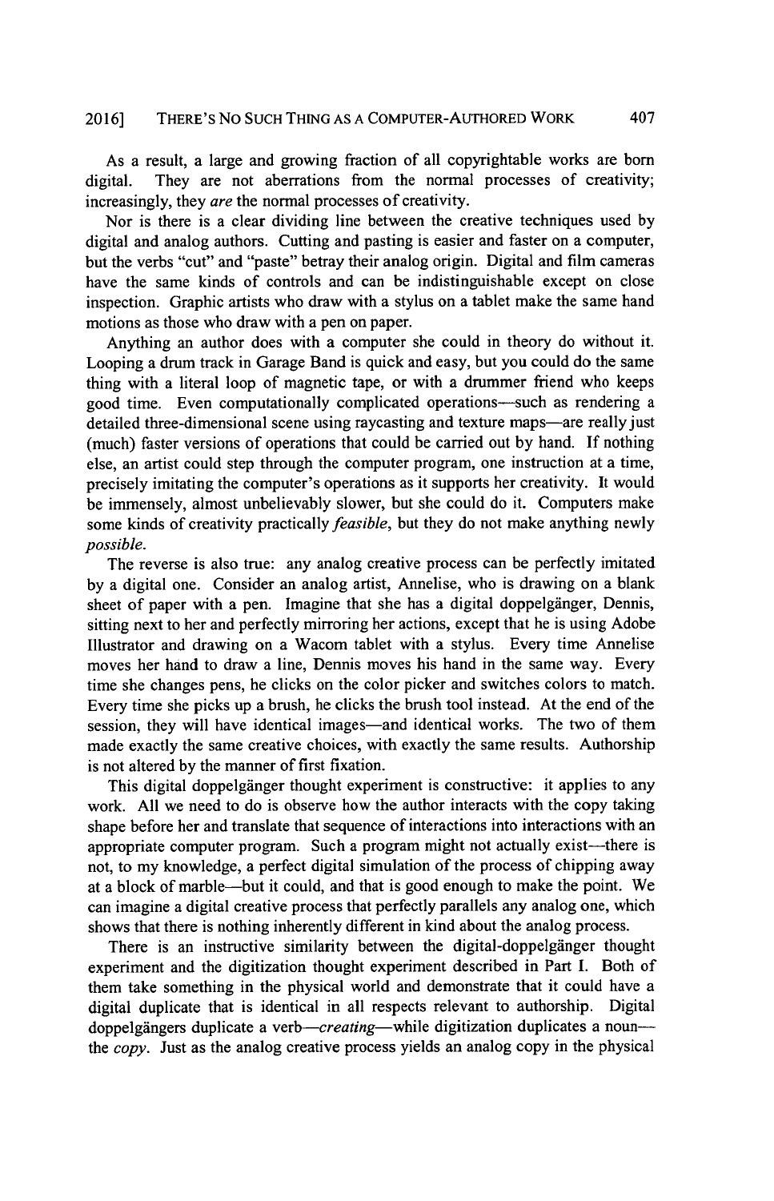As a result, a large and growing fraction of all copyrightable works are born digital. They are not aberrations from the normal processes of creativity; increasingly, they *are* the normal processes of creativity.

Nor is there is a clear dividing line between the creative techniques used by digital and analog authors. Cutting and pasting is easier and faster on a computer, but the verbs "cut" and "paste" betray their analog origin. Digital and film cameras have the same kinds of controls and can be indistinguishable except on close inspection. Graphic artists who draw with a stylus on a tablet make the same hand motions as those who draw with a pen on paper.

Anything an author does with a computer she could in theory do without it. Looping a drum track in Garage Band is quick and easy, but you could do the same thing with a literal loop of magnetic tape, or with a drummer friend who keeps good time. Even computationally complicated operations—such as rendering a detailed three-dimensional scene using raycasting and texture maps—are really just (much) faster versions of operations that could be carried out by hand. If nothing else, an artist could step through the computer program, one instruction at a time, precisely imitating the computer's operations as it supports her creativity. It would be immensely, almost unbelievably slower, but she could do it. Computers make some kinds of creativity practically *feasible*, but they do not make anything newly *possible*.

The reverse is also true: any analog creative process can be perfectly imitated by a digital one. Consider an analog artist, Annelise, who is drawing on a blank sheet of paper with a pen. Imagine that she has a digital doppelgänger, Dennis, sitting next to her and perfectly mirroring her actions, except that he is using Adobe Illustrator and drawing on a Wacom tablet with a stylus. Every time Annelise moves her hand to draw a line, Dennis moves his hand in the same way. Every time she changes pens, he clicks on the color picker and switches colors to match. Every time she picks up a brush, he clicks the brush tool instead. At the end of the session, they will have identical images—and identical works. The two of them made exactly the same creative choices, with exactly the same results. Authorship is not altered by the manner of first fixation.

This digital doppelgänger thought experiment is constructive: it applies to any work. All we need to do is observe how the author interacts with the copy taking shape before her and translate that sequence of interactions into interactions with an appropriate computer program. Such a program might not actually exist—there is not, to my knowledge, a perfect digital simulation of the process of chipping away at a block of marble—but it could, and that is good enough to make the point. We can imagine a digital creative process that perfectly parallels any analog one, which shows that there is nothing inherently different in kind about the analog process.

There is an instructive similarity between the digital-doppelgänger thought experiment and the digitization thought experiment described in Part I. Both of them take something in the physical world and demonstrate that it could have a digital duplicate that is identical in all respects relevant to authorship. Digital doppelgängers duplicate a verb—*creating*—while digitization duplicates a noun—the *copy*. Just as the analog creative process yields an analog copy in the physical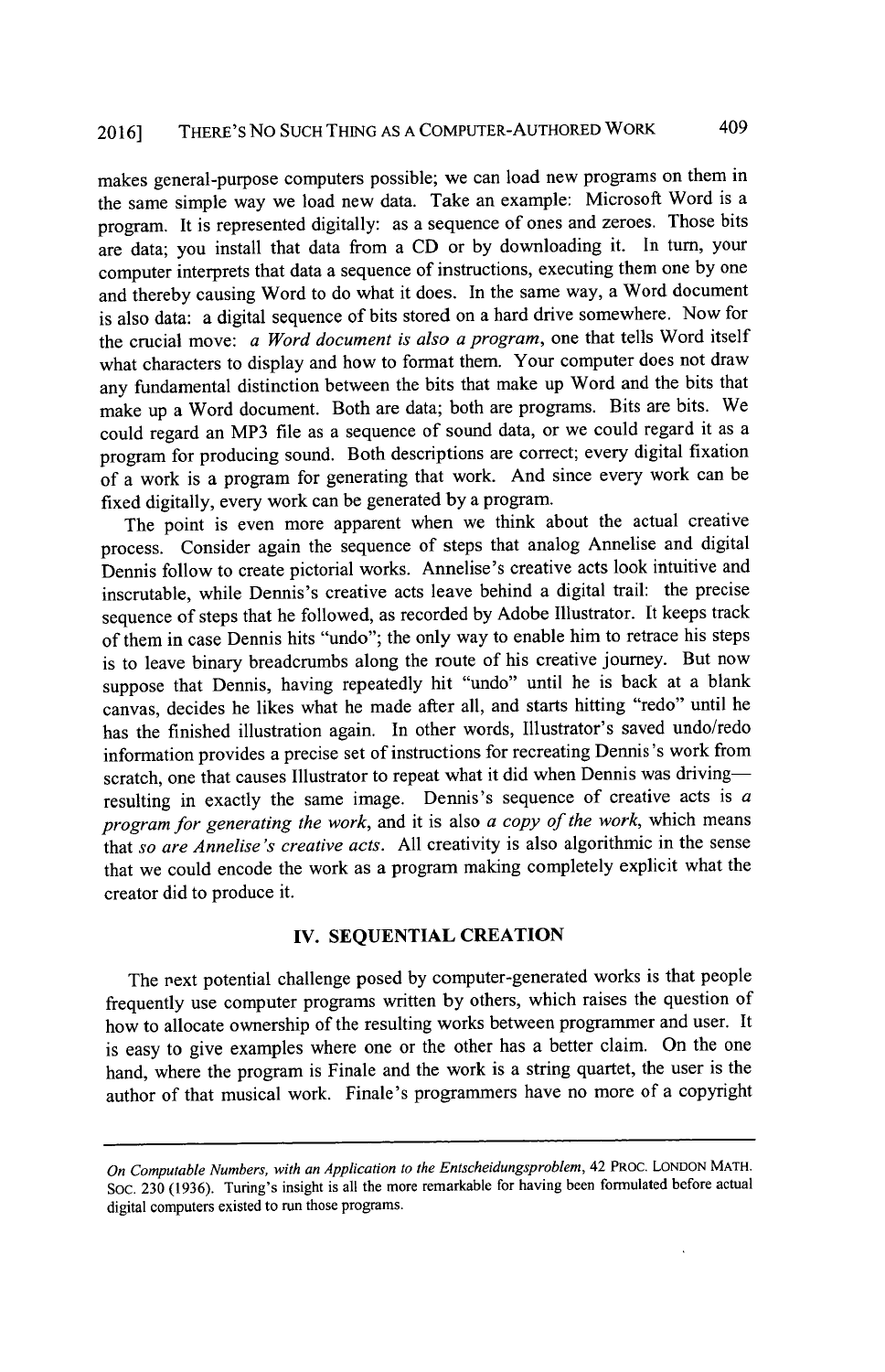makes general-purpose computers possible; we can load new programs on them in the same simple way we load new data. Take an example: Microsoft Word is a program. It is represented digitally: as a sequence of ones and zeroes. Those bits are data; you install that data from a CD or by downloading it. In turn, your computer interprets that data a sequence of instructions, executing them one by one and thereby causing Word to do what it does. In the same way, a Word document is also data: a digital sequence of bits stored on a hard drive somewhere. Now for the crucial move: *a Word document is also a program*, one that tells Word itself what characters to display and how to format them. Your computer does not draw any fundamental distinction between the bits that make up Word and the bits that make up a Word document. Both are data; both are programs. Bits are bits. We could regard an MP3 file as a sequence of sound data, or we could regard it as a program for producing sound. Both descriptions are correct; every digital fixation of a work is a program for generating that work. And since every work can be fixed digitally, every work can be generated by a program.

The point is even more apparent when we think about the actual creative process. Consider again the sequence of steps that analog Annelise and digital Dennis follow to create pictorial works. Annelise's creative acts look intuitive and inscrutable, while Dennis's creative acts leave behind a digital trail: the precise sequence of steps that he followed, as recorded by Adobe Illustrator. It keeps track of them in case Dennis hits "undo"; the only way to enable him to retrace his steps is to leave binary breadcrumbs along the route of his creative journey. But now suppose that Dennis, having repeatedly hit "undo" until he is back at a blank canvas, decides he likes what he made after all, and starts hitting "redo" until he has the finished illustration again. In other words, Illustrator's saved undo/redo information provides a precise set of instructions for recreating Dennis's work from scratch, one that causes Illustrator to repeat what it did when Dennis was driving—resulting in exactly the same image. Dennis's sequence of creative acts is *a program for generating the work*, and it is also *a copy of the work*, which means that *so are Annelise's creative acts*. All creativity is also algorithmic in the sense that we could encode the work as a program making completely explicit what the creator did to produce it.

## IV. SEQUENTIAL CREATION

The next potential challenge posed by computer-generated works is that people frequently use computer programs written by others, which raises the question of how to allocate ownership of the resulting works between programmer and user. It is easy to give examples where one or the other has a better claim. On the one hand, where the program is Finale and the work is a string quartet, the user is the author of that musical work. Finale's programmers have no more of a copyright

---

*On Computable Numbers, with an Application to the Entscheidungsproblem*, 42 PROC. LONDON MATH. SOC. 230 (1936). Turing's insight is all the more remarkable for having been formulated before actual digital computers existed to run those programs.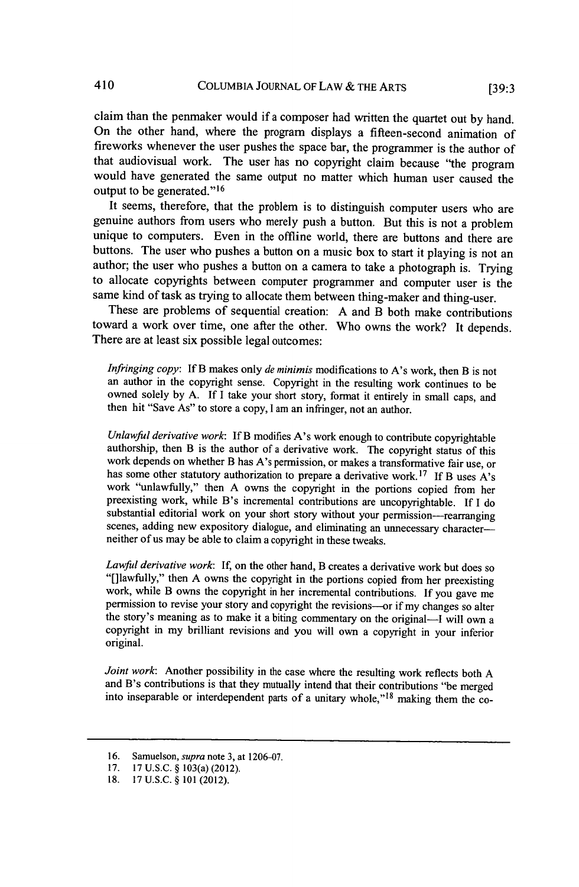claim than the penmaker would if a composer had written the quartet out by hand. On the other hand, where the program displays a fifteen-second animation of fireworks whenever the user pushes the space bar, the programmer is the author of that audiovisual work. The user has no copyright claim because "the program would have generated the same output no matter which human user caused the output to be generated."[16]

It seems, therefore, that the problem is to distinguish computer users who are genuine authors from users who merely push a button. But this is not a problem unique to computers. Even in the offline world, there are buttons and there are buttons. The user who pushes a button on a music box to start it playing is not an author; the user who pushes a button on a camera to take a photograph is. Trying to allocate copyrights between computer programmer and computer user is the same kind of task as trying to allocate them between thing-maker and thing-user.

These are problems of sequential creation: A and B both make contributions toward a work over time, one after the other. Who owns the work? It depends. There are at least six possible legal outcomes:

> *Infringing copy*: If B makes only *de minimis* modifications to A's work, then B is not an author in the copyright sense. Copyright in the resulting work continues to be owned solely by A. If I take your short story, format it entirely in small caps, and then hit "Save As" to store a copy, I am an infringer, not an author.

> *Unlawful derivative work*: If B modifies A's work enough to contribute copyrightable authorship, then B is the author of a derivative work. The copyright status of this work depends on whether B has A's permission, or makes a transformative fair use, or has some other statutory authorization to prepare a derivative work.[17] If B uses A's work "unlawfully," then A owns the copyright in the portions copied from her preexisting work, while B's incremental contributions are uncopyrightable. If I do substantial editorial work on your short story without your permission—rearranging scenes, adding new expository dialogue, and eliminating an unnecessary character—neither of us may be able to claim a copyright in these tweaks.

> *Lawful derivative work*: If, on the other hand, B creates a derivative work but does so "[]lawfully," then A owns the copyright in the portions copied from her preexisting work, while B owns the copyright in her incremental contributions. If you gave me permission to revise your story and copyright the revisions—or if my changes so alter the story's meaning as to make it a biting commentary on the original—I will own a copyright in my brilliant revisions and you will own a copyright in your inferior original.

> *Joint work*: Another possibility in the case where the resulting work reflects both A and B's contributions is that they mutually intend that their contributions "be merged into inseparable or interdependent parts of a unitary whole,"[18] making them the co-

---

16. Samuelson, *supra* note 3, at 1206–07.
17. 17 U.S.C. § 103(a) (2012).
18. 17 U.S.C. § 101 (2012).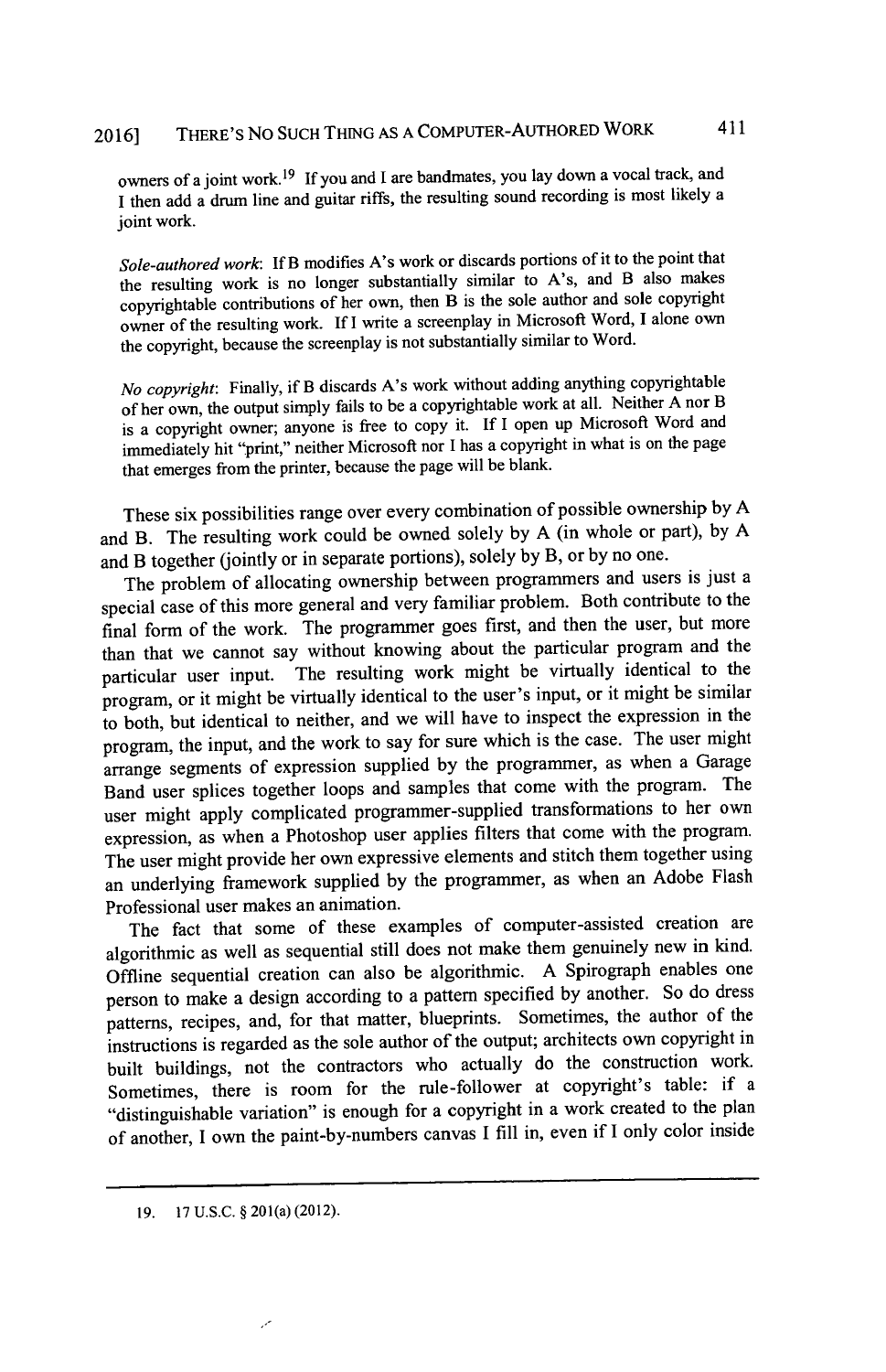owners of a joint work.[19] If you and I are bandmates, you lay down a vocal track, and I then add a drum line and guitar riffs, the resulting sound recording is most likely a joint work.

*Sole-authored work*: If B modifies A's work or discards portions of it to the point that the resulting work is no longer substantially similar to A's, and B also makes copyrightable contributions of her own, then B is the sole author and sole copyright owner of the resulting work. If I write a screenplay in Microsoft Word, I alone own the copyright, because the screenplay is not substantially similar to Word.

*No copyright*: Finally, if B discards A's work without adding anything copyrightable of her own, the output simply fails to be a copyrightable work at all. Neither A nor B is a copyright owner; anyone is free to copy it. If I open up Microsoft Word and immediately hit "print," neither Microsoft nor I has a copyright in what is on the page that emerges from the printer, because the page will be blank.

These six possibilities range over every combination of possible ownership by A and B. The resulting work could be owned solely by A (in whole or part), by A and B together (jointly or in separate portions), solely by B, or by no one.

The problem of allocating ownership between programmers and users is just a special case of this more general and very familiar problem. Both contribute to the final form of the work. The programmer goes first, and then the user, but more than that we cannot say without knowing about the particular program and the particular user input. The resulting work might be virtually identical to the program, or it might be virtually identical to the user's input, or it might be similar to both, but identical to neither, and we will have to inspect the expression in the program, the input, and the work to say for sure which is the case. The user might arrange segments of expression supplied by the programmer, as when a Garage Band user splices together loops and samples that come with the program. The user might apply complicated programmer-supplied transformations to her own expression, as when a Photoshop user applies filters that come with the program. The user might provide her own expressive elements and stitch them together using an underlying framework supplied by the programmer, as when an Adobe Flash Professional user makes an animation.

The fact that some of these examples of computer-assisted creation are algorithmic as well as sequential still does not make them genuinely new in kind. Offline sequential creation can also be algorithmic. A Spirograph enables one person to make a design according to a pattern specified by another. So do dress patterns, recipes, and, for that matter, blueprints. Sometimes, the author of the instructions is regarded as the sole author of the output; architects own copyright in built buildings, not the contractors who actually do the construction work. Sometimes, there is room for the rule-follower at copyright's table: if a "distinguishable variation" is enough for a copyright in a work created to the plan of another, I own the paint-by-numbers canvas I fill in, even if I only color inside

19. 17 U.S.C. § 201(a) (2012).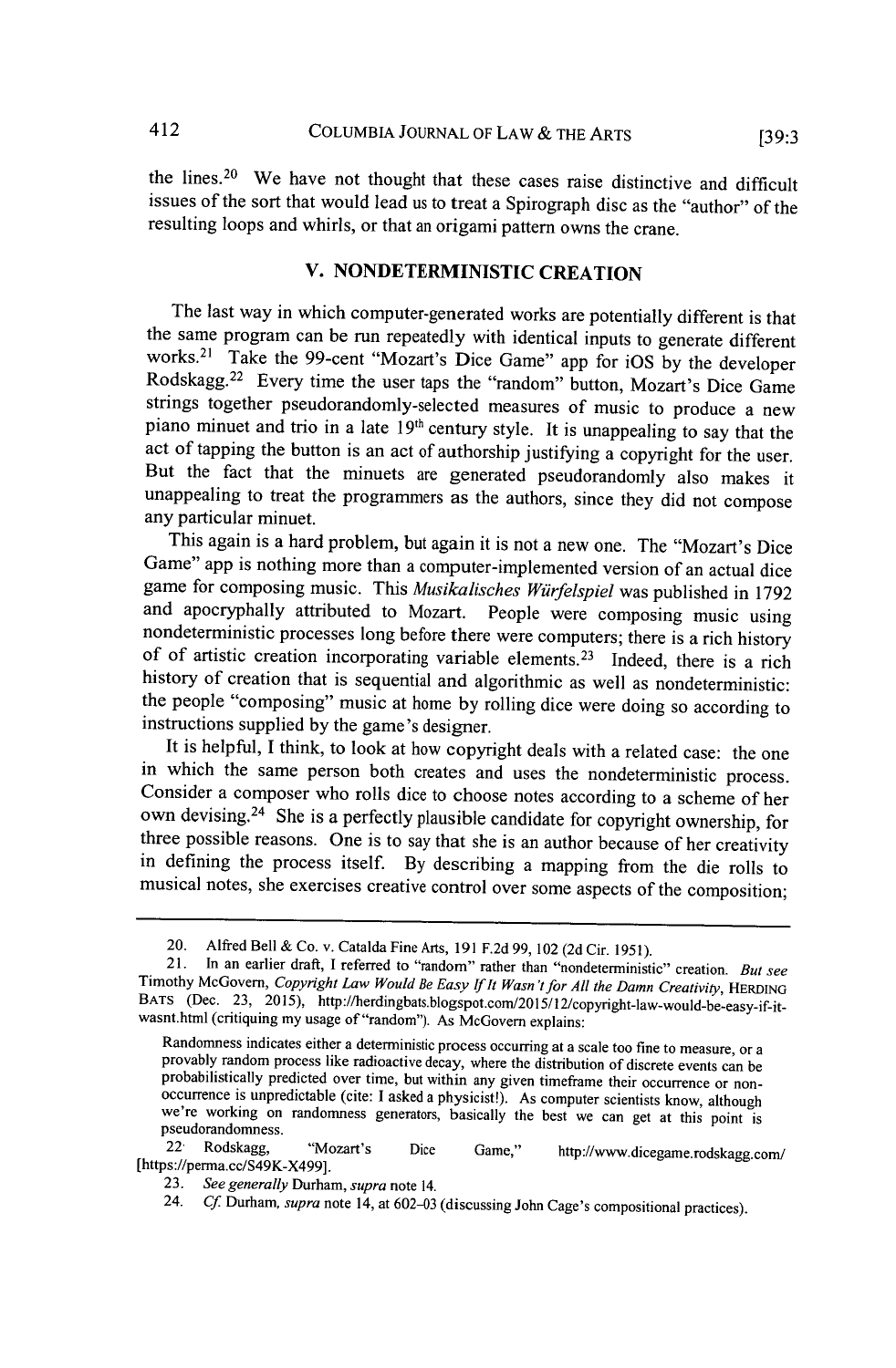the lines.[20] We have not thought that these cases raise distinctive and difficult issues of the sort that would lead us to treat a Spirograph disc as the "author" of the resulting loops and whirls, or that an origami pattern owns the crane.

## V. NONDETERMINISTIC CREATION

The last way in which computer-generated works are potentially different is that the same program can be run repeatedly with identical inputs to generate different works.[21] Take the 99-cent "Mozart's Dice Game" app for iOS by the developer Rodskagg.[22] Every time the user taps the "random" button, Mozart's Dice Game strings together pseudorandomly-selected measures of music to produce a new piano minuet and trio in a late 19th century style. It is unappealing to say that the act of tapping the button is an act of authorship justifying a copyright for the user. But the fact that the minuets are generated pseudorandomly also makes it unappealing to treat the programmers as the authors, since they did not compose any particular minuet.

This again is a hard problem, but again it is not a new one. The "Mozart's Dice Game" app is nothing more than a computer-implemented version of an actual dice game for composing music. This *Musikalisches Würfelspiel* was published in 1792 and apocryphally attributed to Mozart. People were composing music using nondeterministic processes long before there were computers; there is a rich history of of artistic creation incorporating variable elements.[23] Indeed, there is a rich history of creation that is sequential and algorithmic as well as nondeterministic: the people "composing" music at home by rolling dice were doing so according to instructions supplied by the game's designer.

It is helpful, I think, to look at how copyright deals with a related case: the one in which the same person both creates and uses the nondeterministic process. Consider a composer who rolls dice to choose notes according to a scheme of her own devising.[24] She is a perfectly plausible candidate for copyright ownership, for three possible reasons. One is to say that she is an author because of her creativity in defining the process itself. By describing a mapping from the die rolls to musical notes, she exercises creative control over some aspects of the composition;

---

20. Alfred Bell & Co. v. Catalda Fine Arts, 191 F.2d 99, 102 (2d Cir. 1951).

21. In an earlier draft, I referred to "random" rather than "nondeterministic" creation. *But see* Timothy McGovern, *Copyright Law Would Be Easy If It Wasn't for All the Damn Creativity*, HERDING BATS (Dec. 23, 2015), http://herdingbats.blogspot.com/2015/12/copyright-law-would-be-easy-if-it-wasnt.html (critiquing my usage of "random"). As McGovern explains:

> Randomness indicates either a deterministic process occurring at a scale too fine to measure, or a provably random process like radioactive decay, where the distribution of discrete events can be probabilistically predicted over time, but within any given timeframe their occurrence or non-occurrence is unpredictable (cite: I asked a physicist!). As computer scientists know, although we're working on randomness generators, basically the best we can get at this point is pseudorandomness.

22. Rodskagg, "Mozart's Dice Game," http://www.dicegame.rodskagg.com/ [https://perma.cc/S49K-X499].

23. *See generally* Durham, *supra* note 14.

24. *Cf.* Durham, *supra* note 14, at 602–03 (discussing John Cage's compositional practices).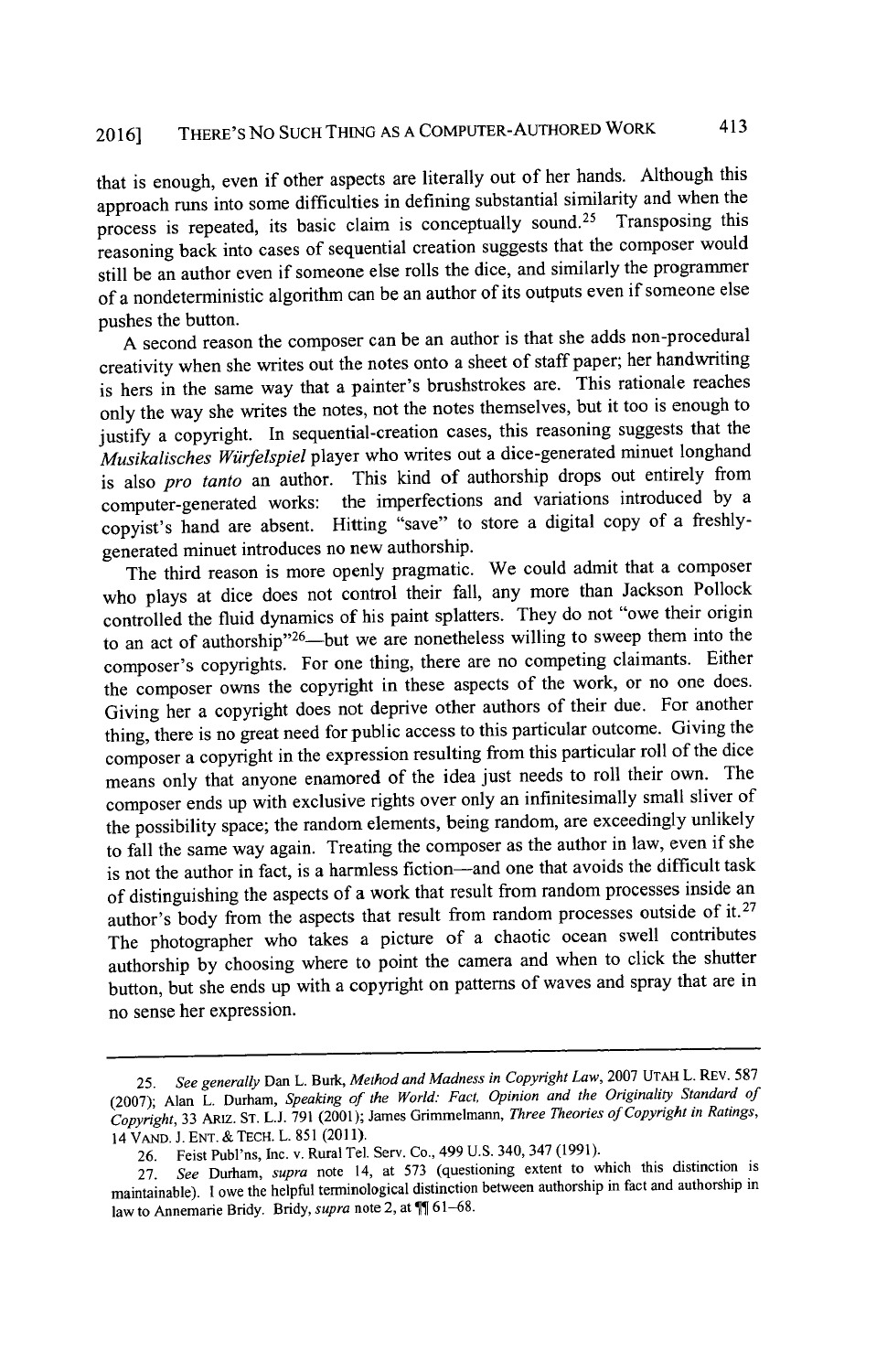that is enough, even if other aspects are literally out of her hands. Although this approach runs into some difficulties in defining substantial similarity and when the process is repeated, its basic claim is conceptually sound.[25] Transposing this reasoning back into cases of sequential creation suggests that the composer would still be an author even if someone else rolls the dice, and similarly the programmer of a nondeterministic algorithm can be an author of its outputs even if someone else pushes the button.

A second reason the composer can be an author is that she adds non-procedural creativity when she writes out the notes onto a sheet of staff paper; her handwriting is hers in the same way that a painter's brushstrokes are. This rationale reaches only the way she writes the notes, not the notes themselves, but it too is enough to justify a copyright. In sequential-creation cases, this reasoning suggests that the *Musikalisches Würfelspiel* player who writes out a dice-generated minuet longhand is also *pro tanto* an author. This kind of authorship drops out entirely from computer-generated works: the imperfections and variations introduced by a copyist's hand are absent. Hitting "save" to store a digital copy of a freshly-generated minuet introduces no new authorship.

The third reason is more openly pragmatic. We could admit that a composer who plays at dice does not control their fall, any more than Jackson Pollock controlled the fluid dynamics of his paint splatters. They do not "owe their origin to an act of authorship"[26]—but we are nonetheless willing to sweep them into the composer's copyrights. For one thing, there are no competing claimants. Either the composer owns the copyright in these aspects of the work, or no one does. Giving her a copyright does not deprive other authors of their due. For another thing, there is no great need for public access to this particular outcome. Giving the composer a copyright in the expression resulting from this particular roll of the dice means only that anyone enamored of the idea just needs to roll their own. The composer ends up with exclusive rights over only an infinitesimally small sliver of the possibility space; the random elements, being random, are exceedingly unlikely to fall the same way again. Treating the composer as the author in law, even if she is not the author in fact, is a harmless fiction—and one that avoids the difficult task of distinguishing the aspects of a work that result from random processes inside an author's body from the aspects that result from random processes outside of it.[27] The photographer who takes a picture of a chaotic ocean swell contributes authorship by choosing where to point the camera and when to click the shutter button, but she ends up with a copyright on patterns of waves and spray that are in no sense her expression.

---

25. *See generally* Dan L. Burk, *Method and Madness in Copyright Law*, 2007 UTAH L. REV. 587 (2007); Alan L. Durham, *Speaking of the World: Fact, Opinion and the Originality Standard of Copyright*, 33 ARIZ. ST. L.J. 791 (2001); James Grimmelmann, *Three Theories of Copyright in Ratings*, 14 VAND. J. ENT. & TECH. L. 851 (2011).

26. Feist Publ'ns, Inc. v. Rural Tel. Serv. Co., 499 U.S. 340, 347 (1991).

27. *See* Durham, *supra* note 14, at 573 (questioning extent to which this distinction is maintainable). I owe the helpful terminological distinction between authorship in fact and authorship in law to Annemarie Bridy. Bridy, *supra* note 2, at ¶¶ 61–68.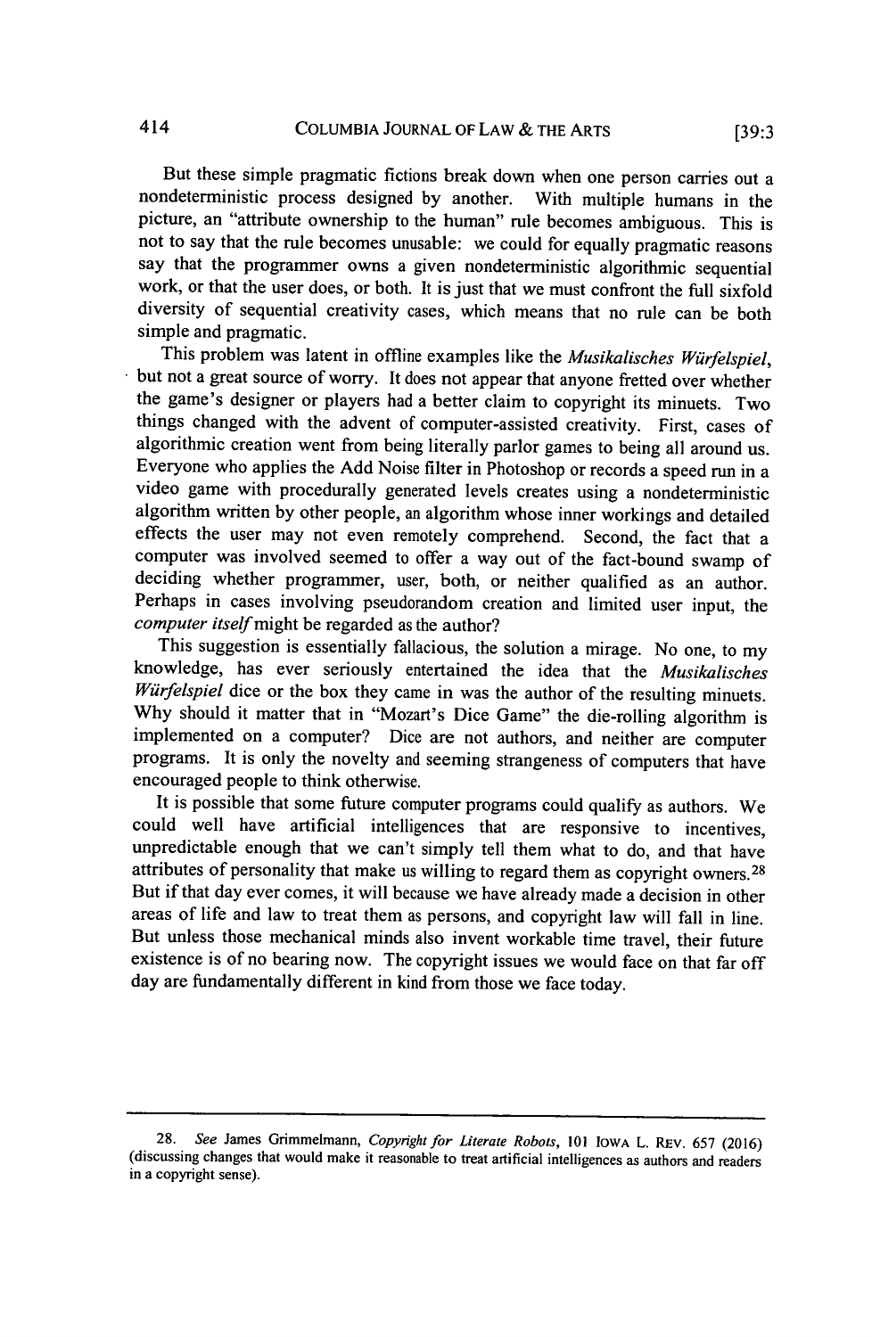But these simple pragmatic fictions break down when one person carries out a nondeterministic process designed by another. With multiple humans in the picture, an "attribute ownership to the human" rule becomes ambiguous. This is not to say that the rule becomes unusable: we could for equally pragmatic reasons say that the programmer owns a given nondeterministic algorithmic sequential work, or that the user does, or both. It is just that we must confront the full sixfold diversity of sequential creativity cases, which means that no rule can be both simple and pragmatic.

This problem was latent in offline examples like the *Musikalisches Würfelspiel*, but not a great source of worry. It does not appear that anyone fretted over whether the game's designer or players had a better claim to copyright its minuets. Two things changed with the advent of computer-assisted creativity. First, cases of algorithmic creation went from being literally parlor games to being all around us. Everyone who applies the Add Noise filter in Photoshop or records a speed run in a video game with procedurally generated levels creates using a nondeterministic algorithm written by other people, an algorithm whose inner workings and detailed effects the user may not even remotely comprehend. Second, the fact that a computer was involved seemed to offer a way out of the fact-bound swamp of deciding whether programmer, user, both, or neither qualified as an author. Perhaps in cases involving pseudorandom creation and limited user input, the *computer itself* might be regarded as the author?

This suggestion is essentially fallacious, the solution a mirage. No one, to my knowledge, has ever seriously entertained the idea that the *Musikalisches Würfelspiel* dice or the box they came in was the author of the resulting minuets. Why should it matter that in "Mozart's Dice Game" the die-rolling algorithm is implemented on a computer? Dice are not authors, and neither are computer programs. It is only the novelty and seeming strangeness of computers that have encouraged people to think otherwise.

It is possible that some future computer programs could qualify as authors. We could well have artificial intelligences that are responsive to incentives, unpredictable enough that we can't simply tell them what to do, and that have attributes of personality that make us willing to regard them as copyright owners.[28] But if that day ever comes, it will because we have already made a decision in other areas of life and law to treat them as persons, and copyright law will fall in line. But unless those mechanical minds also invent workable time travel, their future existence is of no bearing now. The copyright issues we would face on that far off day are fundamentally different in kind from those we face today.

---

28. *See* James Grimmelmann, *Copyright for Literate Robots*, 101 IOWA L. REV. 657 (2016) (discussing changes that would make it reasonable to treat artificial intelligences as authors and readers in a copyright sense).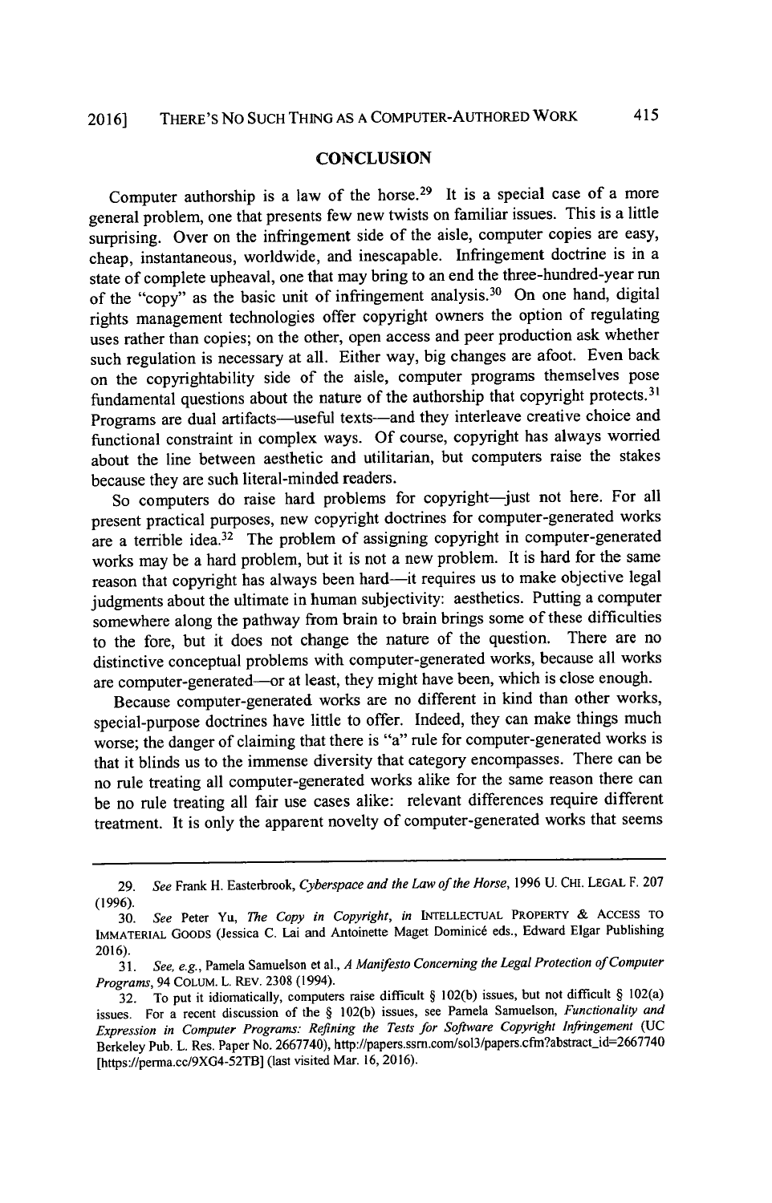## CONCLUSION

Computer authorship is a law of the horse.[29] It is a special case of a more general problem, one that presents few new twists on familiar issues. This is a little surprising. Over on the infringement side of the aisle, computer copies are easy, cheap, instantaneous, worldwide, and inescapable. Infringement doctrine is in a state of complete upheaval, one that may bring to an end the three-hundred-year run of the "copy" as the basic unit of infringement analysis.[30] On one hand, digital rights management technologies offer copyright owners the option of regulating uses rather than copies; on the other, open access and peer production ask whether such regulation is necessary at all. Either way, big changes are afoot. Even back on the copyrightability side of the aisle, computer programs themselves pose fundamental questions about the nature of the authorship that copyright protects.[31] Programs are dual artifacts—useful texts—and they interleave creative choice and functional constraint in complex ways. Of course, copyright has always worried about the line between aesthetic and utilitarian, but computers raise the stakes because they are such literal-minded readers.

So computers do raise hard problems for copyright—just not here. For all present practical purposes, new copyright doctrines for computer-generated works are a terrible idea.[32] The problem of assigning copyright in computer-generated works may be a hard problem, but it is not a new problem. It is hard for the same reason that copyright has always been hard—it requires us to make objective legal judgments about the ultimate in human subjectivity: aesthetics. Putting a computer somewhere along the pathway from brain to brain brings some of these difficulties to the fore, but it does not change the nature of the question. There are no distinctive conceptual problems with computer-generated works, because all works are computer-generated—or at least, they might have been, which is close enough.

Because computer-generated works are no different in kind than other works, special-purpose doctrines have little to offer. Indeed, they can make things much worse; the danger of claiming that there is "a" rule for computer-generated works is that it blinds us to the immense diversity that category encompasses. There can be no rule treating all computer-generated works alike for the same reason there can be no rule treating all fair use cases alike: relevant differences require different treatment. It is only the apparent novelty of computer-generated works that seems

---

29. *See* Frank H. Easterbrook, *Cyberspace and the Law of the Horse*, 1996 U. CHI. LEGAL F. 207 (1996).

30. *See* Peter Yu, *The Copy in Copyright*, *in* INTELLECTUAL PROPERTY & ACCESS TO IMMATERIAL GOODS (Jessica C. Lai and Antoinette Maget Dominicé eds., Edward Elgar Publishing 2016).

31. *See, e.g.*, Pamela Samuelson et al., *A Manifesto Concerning the Legal Protection of Computer Programs*, 94 COLUM. L. REV. 2308 (1994).

32. To put it idiomatically, computers raise difficult § 102(b) issues, but not difficult § 102(a) issues. For a recent discussion of the § 102(b) issues, see Pamela Samuelson, *Functionality and Expression in Computer Programs: Refining the Tests for Software Copyright Infringement* (UC Berkeley Pub. L. Res. Paper No. 2667740), http://papers.ssrn.com/sol3/papers.cfm?abstract_id=2667740 [https://perma.cc/9XG4-52TB] (last visited Mar. 16, 2016).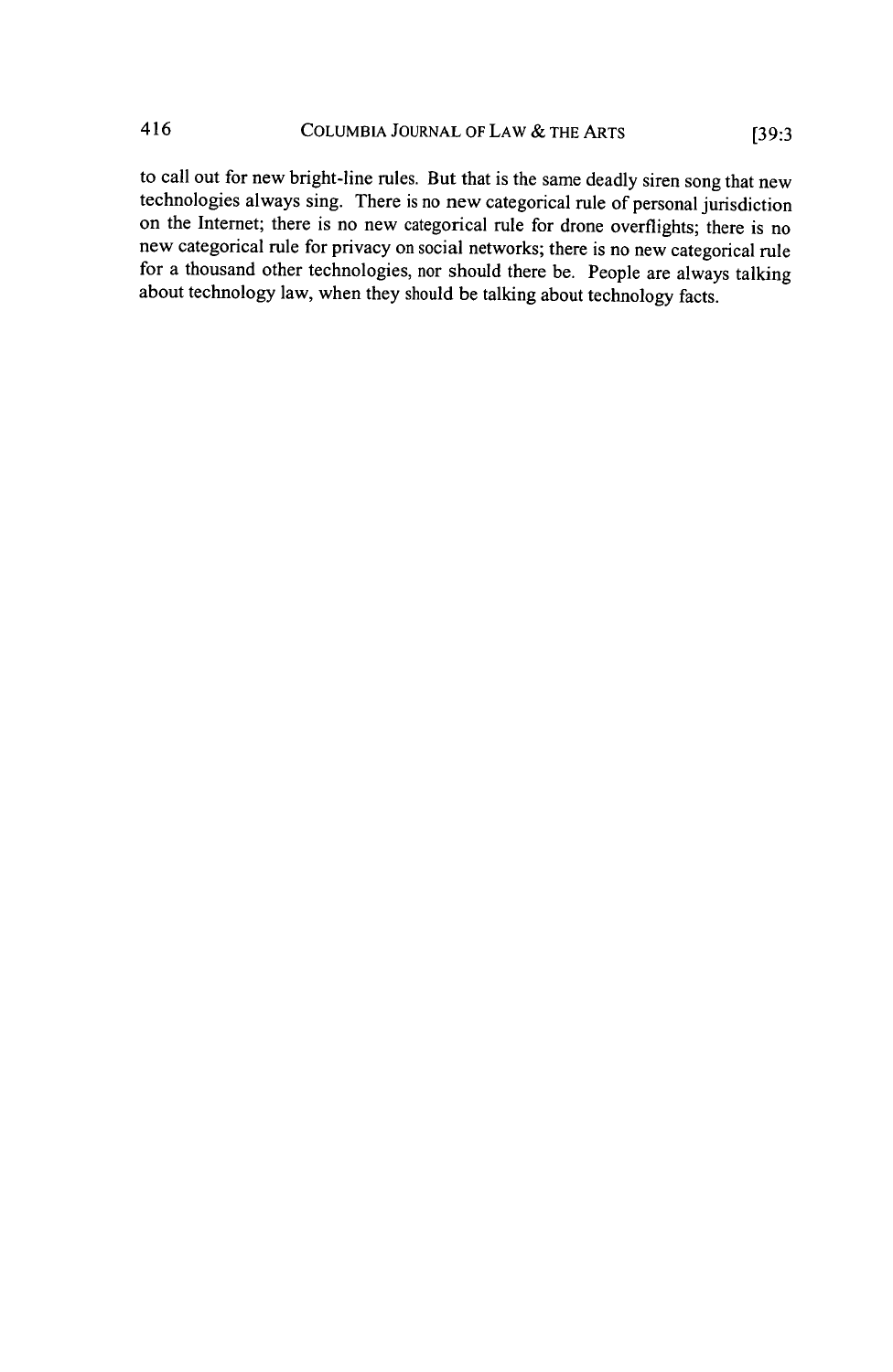to call out for new bright-line rules. But that is the same deadly siren song that new technologies always sing. There is no new categorical rule of personal jurisdiction on the Internet; there is no new categorical rule for drone overflights; there is no new categorical rule for privacy on social networks; there is no new categorical rule for a thousand other technologies, nor should there be. People are always talking about technology law, when they should be talking about technology facts.